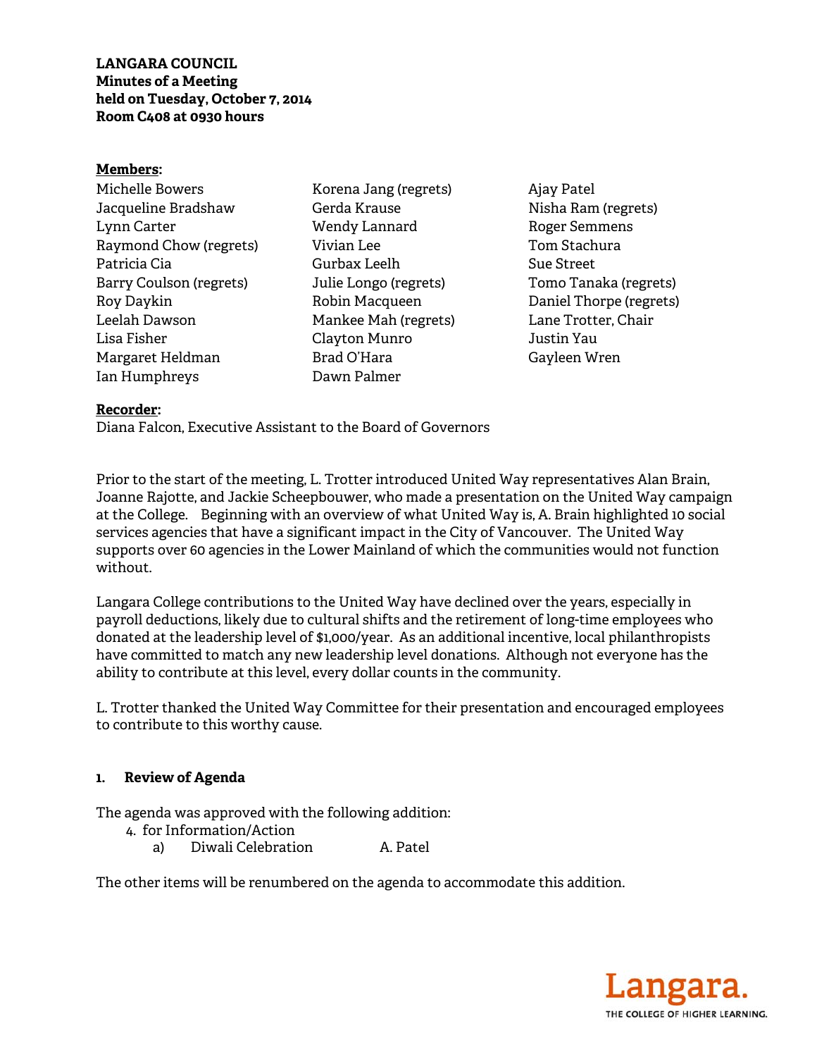**LANGARA COUNCIL**
**Minutes of a Meeting**
**held on Tuesday, October 7, 2014**
**Room C408 at 0930 hours**

**Members:**

Michelle Bowers
Jacqueline Bradshaw
Lynn Carter
Raymond Chow (regrets)
Patricia Cia
Barry Coulson (regrets)
Roy Daykin
Leelah Dawson
Lisa Fisher
Margaret Heldman
Ian Humphreys
Korena Jang (regrets)
Gerda Krause
Wendy Lannard
Vivian Lee
Gurbax Leelh
Julie Longo (regrets)
Robin Macqueen
Mankee Mah (regrets)
Clayton Munro
Brad O'Hara
Dawn Palmer
Ajay Patel
Nisha Ram (regrets)
Roger Semmens
Tom Stachura
Sue Street
Tomo Tanaka (regrets)
Daniel Thorpe (regrets)
Lane Trotter, Chair
Justin Yau
Gayleen Wren

**Recorder:**
Diana Falcon, Executive Assistant to the Board of Governors

Prior to the start of the meeting, L. Trotter introduced United Way representatives Alan Brain, Joanne Rajotte, and Jackie Scheepbouwer, who made a presentation on the United Way campaign at the College. Beginning with an overview of what United Way is, A. Brain highlighted 10 social services agencies that have a significant impact in the City of Vancouver. The United Way supports over 60 agencies in the Lower Mainland of which the communities would not function without.

Langara College contributions to the United Way have declined over the years, especially in payroll deductions, likely due to cultural shifts and the retirement of long-time employees who donated at the leadership level of $1,000/year. As an additional incentive, local philanthropists have committed to match any new leadership level donations. Although not everyone has the ability to contribute at this level, every dollar counts in the community.

L. Trotter thanked the United Way Committee for their presentation and encouraged employees to contribute to this worthy cause.

**1. Review of Agenda**

The agenda was approved with the following addition:

4. for Information/Action
   a) Diwali Celebration A. Patel

The other items will be renumbered on the agenda to accommodate this addition.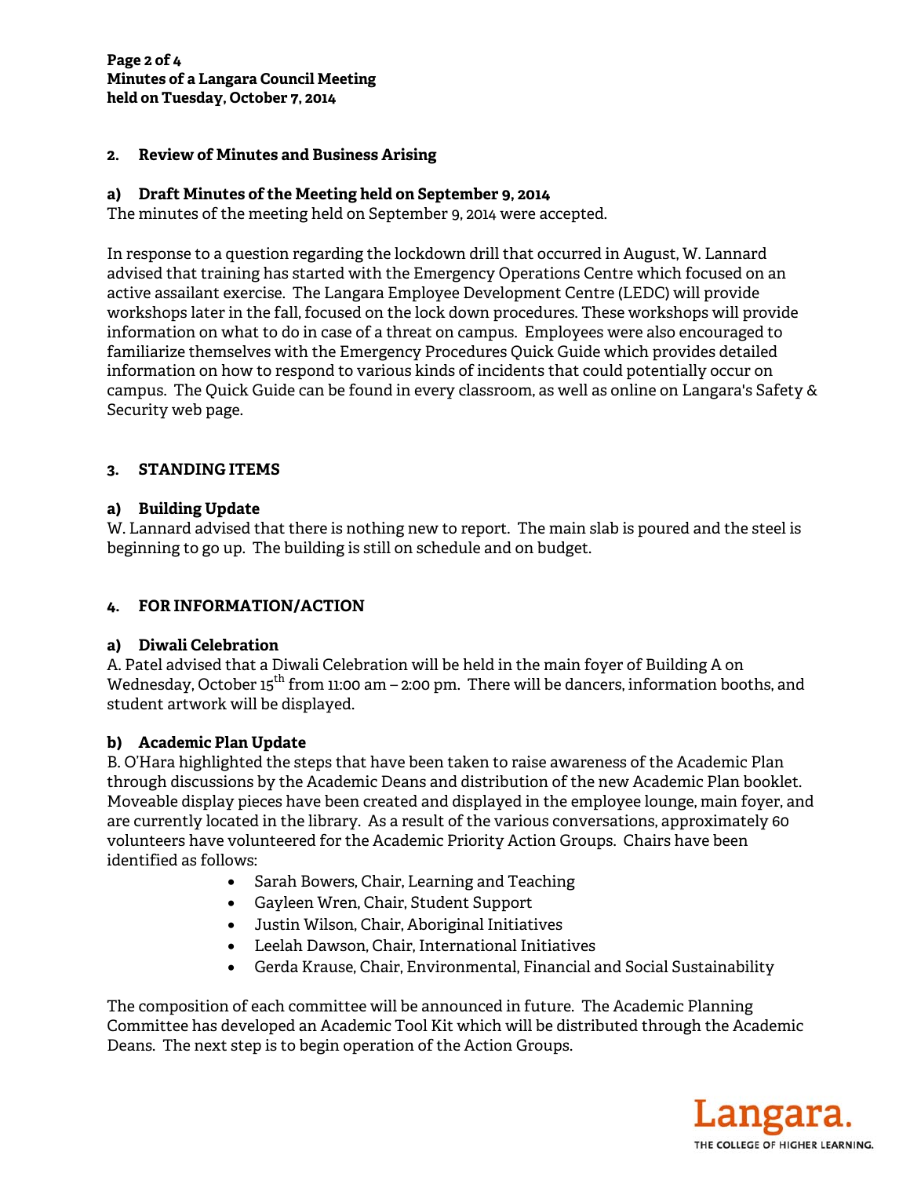## 2. Review of Minutes and Business Arising

### a) Draft Minutes of the Meeting held on September 9, 2014

The minutes of the meeting held on September 9, 2014 were accepted.

In response to a question regarding the lockdown drill that occurred in August, W. Lannard advised that training has started with the Emergency Operations Centre which focused on an active assailant exercise. The Langara Employee Development Centre (LEDC) will provide workshops later in the fall, focused on the lock down procedures. These workshops will provide information on what to do in case of a threat on campus. Employees were also encouraged to familiarize themselves with the Emergency Procedures Quick Guide which provides detailed information on how to respond to various kinds of incidents that could potentially occur on campus. The Quick Guide can be found in every classroom, as well as online on Langara's Safety & Security web page.

## 3. STANDING ITEMS

### a) Building Update

W. Lannard advised that there is nothing new to report. The main slab is poured and the steel is beginning to go up. The building is still on schedule and on budget.

## 4. FOR INFORMATION/ACTION

### a) Diwali Celebration

A. Patel advised that a Diwali Celebration will be held in the main foyer of Building A on Wednesday, October 15th from 11:00 am – 2:00 pm. There will be dancers, information booths, and student artwork will be displayed.

### b) Academic Plan Update

B. O'Hara highlighted the steps that have been taken to raise awareness of the Academic Plan through discussions by the Academic Deans and distribution of the new Academic Plan booklet. Moveable display pieces have been created and displayed in the employee lounge, main foyer, and are currently located in the library. As a result of the various conversations, approximately 60 volunteers have volunteered for the Academic Priority Action Groups. Chairs have been identified as follows:

- Sarah Bowers, Chair, Learning and Teaching
- Gayleen Wren, Chair, Student Support
- Justin Wilson, Chair, Aboriginal Initiatives
- Leelah Dawson, Chair, International Initiatives
- Gerda Krause, Chair, Environmental, Financial and Social Sustainability

The composition of each committee will be announced in future. The Academic Planning Committee has developed an Academic Tool Kit which will be distributed through the Academic Deans. The next step is to begin operation of the Action Groups.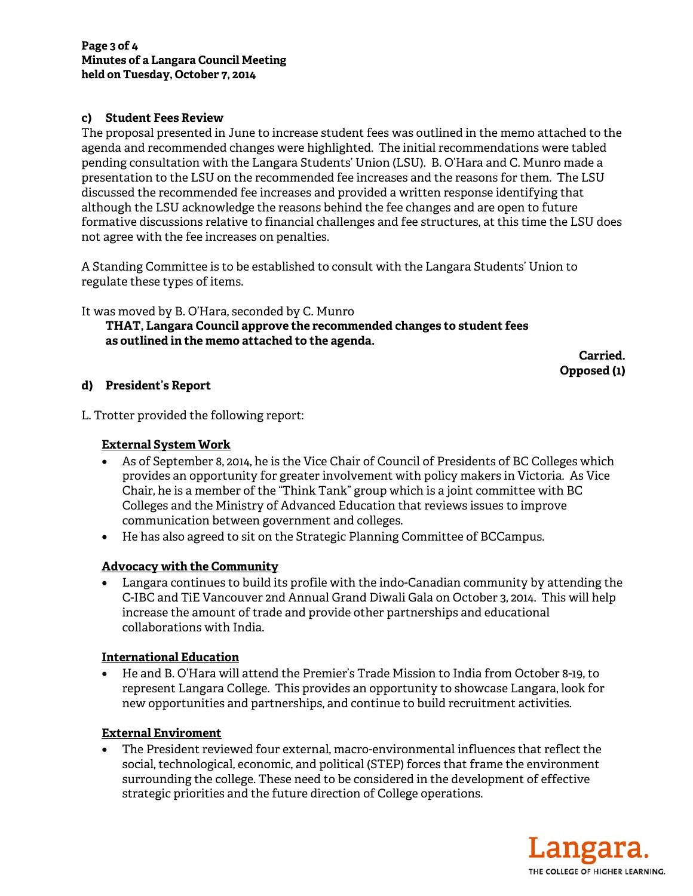**c) Student Fees Review**

The proposal presented in June to increase student fees was outlined in the memo attached to the agenda and recommended changes were highlighted. The initial recommendations were tabled pending consultation with the Langara Students' Union (LSU). B. O'Hara and C. Munro made a presentation to the LSU on the recommended fee increases and the reasons for them. The LSU discussed the recommended fee increases and provided a written response identifying that although the LSU acknowledge the reasons behind the fee changes and are open to future formative discussions relative to financial challenges and fee structures, at this time the LSU does not agree with the fee increases on penalties.

A Standing Committee is to be established to consult with the Langara Students' Union to regulate these types of items.

It was moved by B. O'Hara, seconded by C. Munro

> **THAT, Langara Council approve the recommended changes to student fees as outlined in the memo attached to the agenda.**

**Carried.**
**Opposed (1)**

**d) President's Report**

L. Trotter provided the following report:

**External System Work**

- As of September 8, 2014, he is the Vice Chair of Council of Presidents of BC Colleges which provides an opportunity for greater involvement with policy makers in Victoria. As Vice Chair, he is a member of the "Think Tank" group which is a joint committee with BC Colleges and the Ministry of Advanced Education that reviews issues to improve communication between government and colleges.
- He has also agreed to sit on the Strategic Planning Committee of BCCampus.

**Advocacy with the Community**

- Langara continues to build its profile with the indo-Canadian community by attending the C-IBC and TiE Vancouver 2nd Annual Grand Diwali Gala on October 3, 2014. This will help increase the amount of trade and provide other partnerships and educational collaborations with India.

**International Education**

- He and B. O'Hara will attend the Premier's Trade Mission to India from October 8-19, to represent Langara College. This provides an opportunity to showcase Langara, look for new opportunities and partnerships, and continue to build recruitment activities.

**External Enviroment**

- The President reviewed four external, macro-environmental influences that reflect the social, technological, economic, and political (STEP) forces that frame the environment surrounding the college. These need to be considered in the development of effective strategic priorities and the future direction of College operations.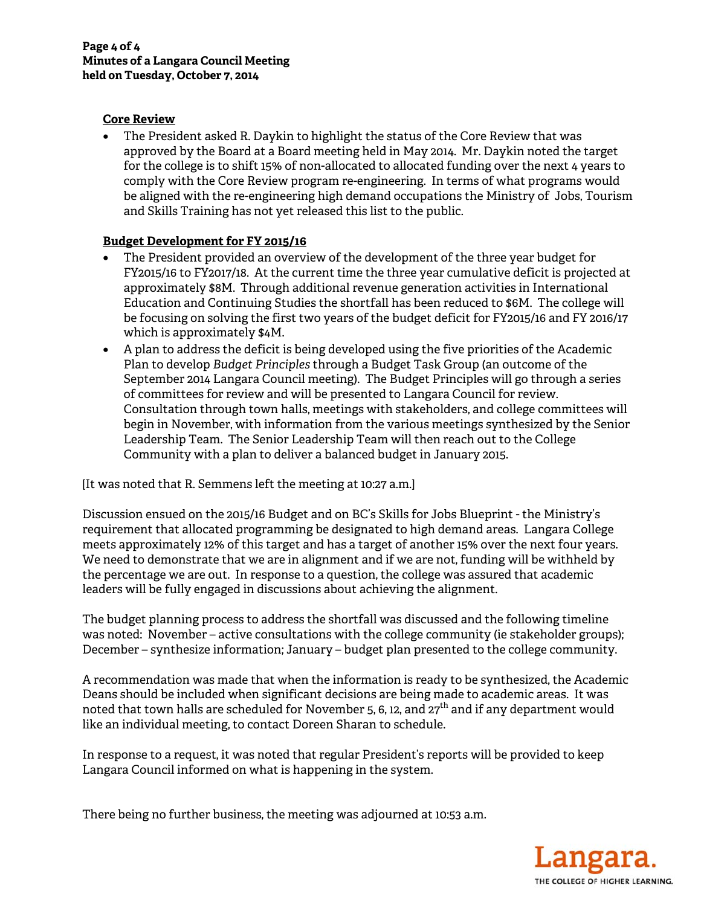**Core Review**

- The President asked R. Daykin to highlight the status of the Core Review that was approved by the Board at a Board meeting held in May 2014. Mr. Daykin noted the target for the college is to shift 15% of non-allocated to allocated funding over the next 4 years to comply with the Core Review program re-engineering. In terms of what programs would be aligned with the re-engineering high demand occupations the Ministry of Jobs, Tourism and Skills Training has not yet released this list to the public.

**Budget Development for FY 2015/16**

- The President provided an overview of the development of the three year budget for FY2015/16 to FY2017/18. At the current time the three year cumulative deficit is projected at approximately $8M. Through additional revenue generation activities in International Education and Continuing Studies the shortfall has been reduced to $6M. The college will be focusing on solving the first two years of the budget deficit for FY2015/16 and FY 2016/17 which is approximately $4M.
- A plan to address the deficit is being developed using the five priorities of the Academic Plan to develop *Budget Principles* through a Budget Task Group (an outcome of the September 2014 Langara Council meeting). The Budget Principles will go through a series of committees for review and will be presented to Langara Council for review. Consultation through town halls, meetings with stakeholders, and college committees will begin in November, with information from the various meetings synthesized by the Senior Leadership Team. The Senior Leadership Team will then reach out to the College Community with a plan to deliver a balanced budget in January 2015.

[It was noted that R. Semmens left the meeting at 10:27 a.m.]

Discussion ensued on the 2015/16 Budget and on BC's Skills for Jobs Blueprint - the Ministry's requirement that allocated programming be designated to high demand areas. Langara College meets approximately 12% of this target and has a target of another 15% over the next four years. We need to demonstrate that we are in alignment and if we are not, funding will be withheld by the percentage we are out. In response to a question, the college was assured that academic leaders will be fully engaged in discussions about achieving the alignment.

The budget planning process to address the shortfall was discussed and the following timeline was noted: November – active consultations with the college community (ie stakeholder groups); December – synthesize information; January – budget plan presented to the college community.

A recommendation was made that when the information is ready to be synthesized, the Academic Deans should be included when significant decisions are being made to academic areas. It was noted that town halls are scheduled for November 5, 6, 12, and 27th and if any department would like an individual meeting, to contact Doreen Sharan to schedule.

In response to a request, it was noted that regular President's reports will be provided to keep Langara Council informed on what is happening in the system.

There being no further business, the meeting was adjourned at 10:53 a.m.

Langara.
THE COLLEGE OF HIGHER LEARNING.